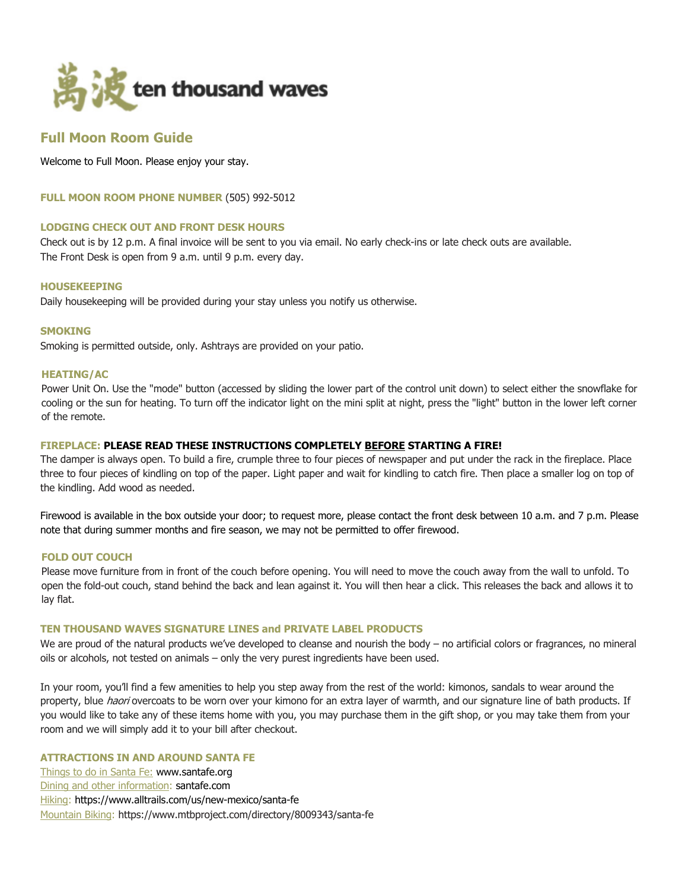萬波 ten thousand waves

# Full Moon Room Guide

Welcome to Full Moon. Please enjoy your stay.

**FULL MOON ROOM PHONE NUMBER** (505) 992-5012

### LODGING CHECK OUT AND FRONT DESK HOURS

Check out is by 12 p.m. A final invoice will be sent to you via email. No early check-ins or late check outs are available.
The Front Desk is open from 9 a.m. until 9 p.m. every day.

### HOUSEKEEPING

Daily housekeeping will be provided during your stay unless you notify us otherwise.

### SMOKING

Smoking is permitted outside, only. Ashtrays are provided on your patio.

### HEATING/AC

Power Unit On. Use the "mode" button (accessed by sliding the lower part of the control unit down) to select either the snowflake for cooling or the sun for heating. To turn off the indicator light on the mini split at night, press the "light" button in the lower left corner of the remote.

### FIREPLACE: PLEASE READ THESE INSTRUCTIONS COMPLETELY BEFORE STARTING A FIRE!

The damper is always open. To build a fire, crumple three to four pieces of newspaper and put under the rack in the fireplace. Place three to four pieces of kindling on top of the paper. Light paper and wait for kindling to catch fire. Then place a smaller log on top of the kindling. Add wood as needed.

Firewood is available in the box outside your door; to request more, please contact the front desk between 10 a.m. and 7 p.m. Please note that during summer months and fire season, we may not be permitted to offer firewood.

### FOLD OUT COUCH

Please move furniture from in front of the couch before opening. You will need to move the couch away from the wall to unfold. To open the fold-out couch, stand behind the back and lean against it. You will then hear a click. This releases the back and allows it to lay flat.

### TEN THOUSAND WAVES SIGNATURE LINES and PRIVATE LABEL PRODUCTS

We are proud of the natural products we've developed to cleanse and nourish the body – no artificial colors or fragrances, no mineral oils or alcohols, not tested on animals – only the very purest ingredients have been used.

In your room, you'll find a few amenities to help you step away from the rest of the world: kimonos, sandals to wear around the property, blue *haori* overcoats to be worn over your kimono for an extra layer of warmth, and our signature line of bath products. If you would like to take any of these items home with you, you may purchase them in the gift shop, or you may take them from your room and we will simply add it to your bill after checkout.

### ATTRACTIONS IN AND AROUND SANTA FE

Things to do in Santa Fe: www.santafe.org
Dining and other information: santafe.com
Hiking: https://www.alltrails.com/us/new-mexico/santa-fe
Mountain Biking: https://www.mtbproject.com/directory/8009343/santa-fe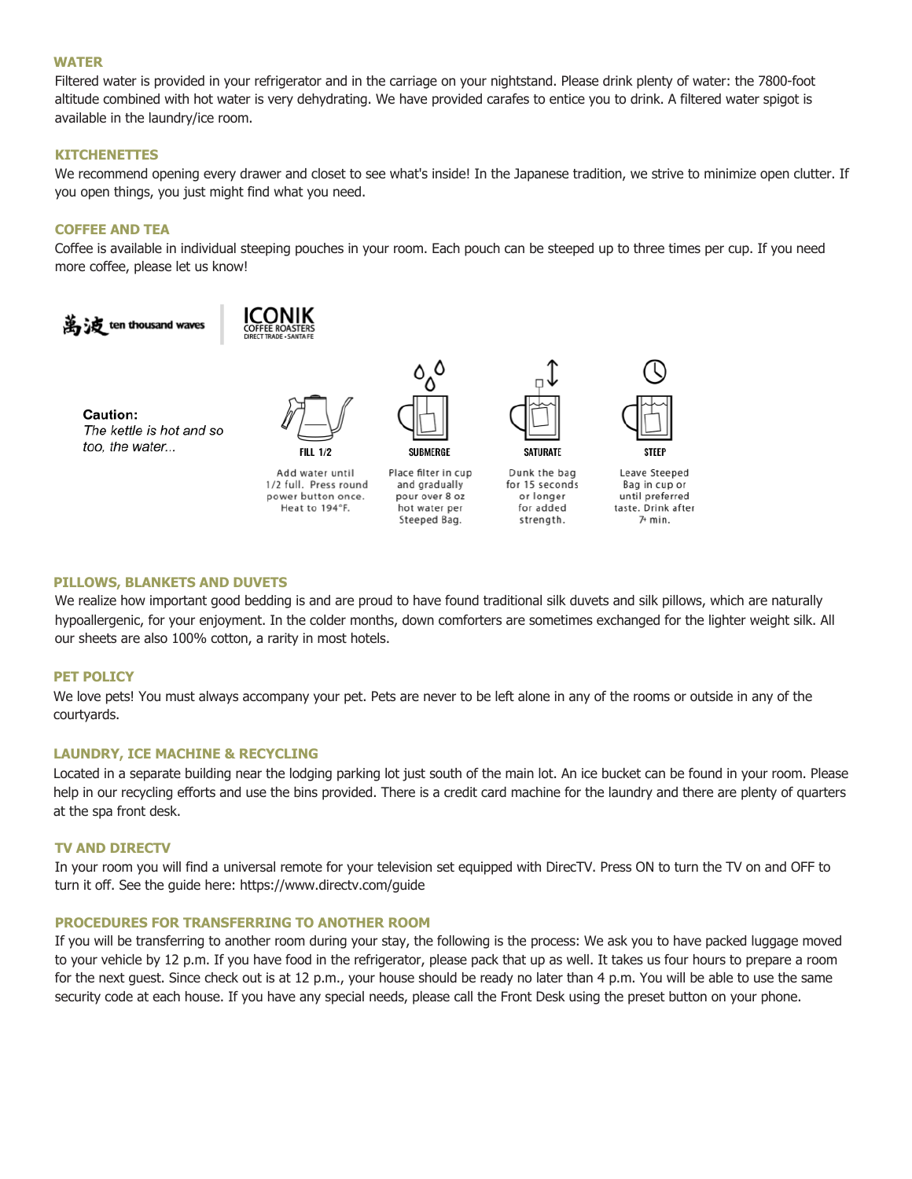## WATER

Filtered water is provided in your refrigerator and in the carriage on your nightstand. Please drink plenty of water: the 7800-foot altitude combined with hot water is very dehydrating. We have provided carafes to entice you to drink. A filtered water spigot is available in the laundry/ice room.

## KITCHENETTES

We recommend opening every drawer and closet to see what's inside! In the Japanese tradition, we strive to minimize open clutter. If you open things, you just might find what you need.

## COFFEE AND TEA

Coffee is available in individual steeping pouches in your room. Each pouch can be steeped up to three times per cup. If you need more coffee, please let us know!

萬波 ten thousand waves | ICONIK COFFEE ROASTERS DIRECT TRADE • SANTA FE

**Caution:**
*The kettle is hot and so too, the water...*

**FILL 1/2**
Add water until 1/2 full. Press round power button once. Heat to 194°F.

**SUBMERGE**
Place filter in cup and gradually pour over 8 oz hot water per Steeped Bag.

**SATURATE**
Dunk the bag for 15 seconds or longer for added strength.

**STEEP**
Leave Steeped Bag in cup or until preferred taste. Drink after 7+ min.

## PILLOWS, BLANKETS AND DUVETS

We realize how important good bedding is and are proud to have found traditional silk duvets and silk pillows, which are naturally hypoallergenic, for your enjoyment. In the colder months, down comforters are sometimes exchanged for the lighter weight silk. All our sheets are also 100% cotton, a rarity in most hotels.

## PET POLICY

We love pets! You must always accompany your pet. Pets are never to be left alone in any of the rooms or outside in any of the courtyards.

## LAUNDRY, ICE MACHINE & RECYCLING

Located in a separate building near the lodging parking lot just south of the main lot. An ice bucket can be found in your room. Please help in our recycling efforts and use the bins provided. There is a credit card machine for the laundry and there are plenty of quarters at the spa front desk.

## TV AND DIRECTV

In your room you will find a universal remote for your television set equipped with DirecTV. Press ON to turn the TV on and OFF to turn it off. See the guide here: https://www.directv.com/guide

## PROCEDURES FOR TRANSFERRING TO ANOTHER ROOM

If you will be transferring to another room during your stay, the following is the process: We ask you to have packed luggage moved to your vehicle by 12 p.m. If you have food in the refrigerator, please pack that up as well. It takes us four hours to prepare a room for the next guest. Since check out is at 12 p.m., your house should be ready no later than 4 p.m. You will be able to use the same security code at each house. If you have any special needs, please call the Front Desk using the preset button on your phone.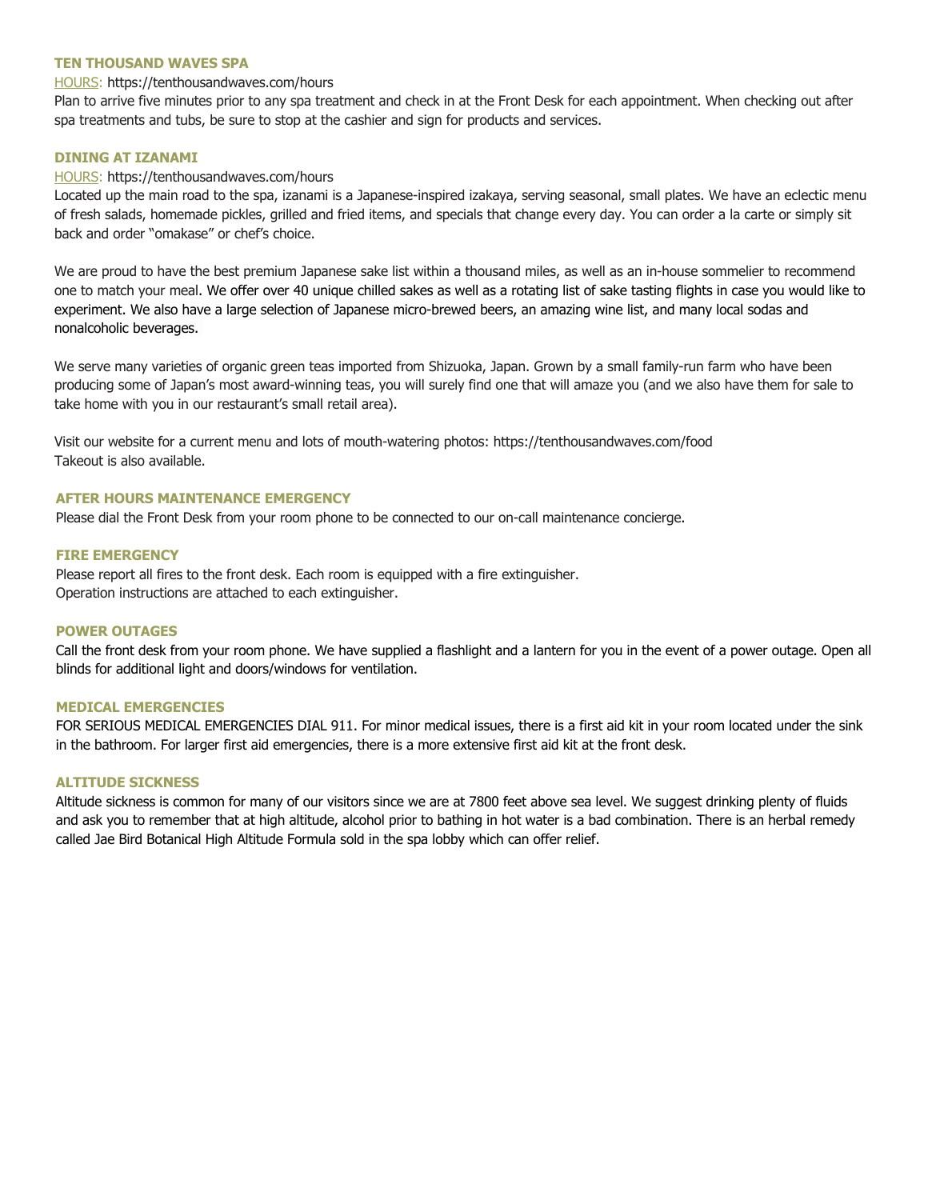## TEN THOUSAND WAVES SPA

HOURS: https://tenthousandwaves.com/hours

Plan to arrive five minutes prior to any spa treatment and check in at the Front Desk for each appointment. When checking out after spa treatments and tubs, be sure to stop at the cashier and sign for products and services.

## DINING AT IZANAMI

HOURS: https://tenthousandwaves.com/hours

Located up the main road to the spa, izanami is a Japanese-inspired izakaya, serving seasonal, small plates. We have an eclectic menu of fresh salads, homemade pickles, grilled and fried items, and specials that change every day. You can order a la carte or simply sit back and order "omakase" or chef's choice.

We are proud to have the best premium Japanese sake list within a thousand miles, as well as an in-house sommelier to recommend one to match your meal. We offer over 40 unique chilled sakes as well as a rotating list of sake tasting flights in case you would like to experiment. We also have a large selection of Japanese micro-brewed beers, an amazing wine list, and many local sodas and nonalcoholic beverages.

We serve many varieties of organic green teas imported from Shizuoka, Japan. Grown by a small family-run farm who have been producing some of Japan's most award-winning teas, you will surely find one that will amaze you (and we also have them for sale to take home with you in our restaurant's small retail area).

Visit our website for a current menu and lots of mouth-watering photos: https://tenthousandwaves.com/food
Takeout is also available.

## AFTER HOURS MAINTENANCE EMERGENCY

Please dial the Front Desk from your room phone to be connected to our on-call maintenance concierge.

## FIRE EMERGENCY

Please report all fires to the front desk. Each room is equipped with a fire extinguisher.
Operation instructions are attached to each extinguisher.

## POWER OUTAGES

Call the front desk from your room phone. We have supplied a flashlight and a lantern for you in the event of a power outage. Open all blinds for additional light and doors/windows for ventilation.

## MEDICAL EMERGENCIES

FOR SERIOUS MEDICAL EMERGENCIES DIAL 911. For minor medical issues, there is a first aid kit in your room located under the sink in the bathroom. For larger first aid emergencies, there is a more extensive first aid kit at the front desk.

## ALTITUDE SICKNESS

Altitude sickness is common for many of our visitors since we are at 7800 feet above sea level. We suggest drinking plenty of fluids and ask you to remember that at high altitude, alcohol prior to bathing in hot water is a bad combination. There is an herbal remedy called Jae Bird Botanical High Altitude Formula sold in the spa lobby which can offer relief.